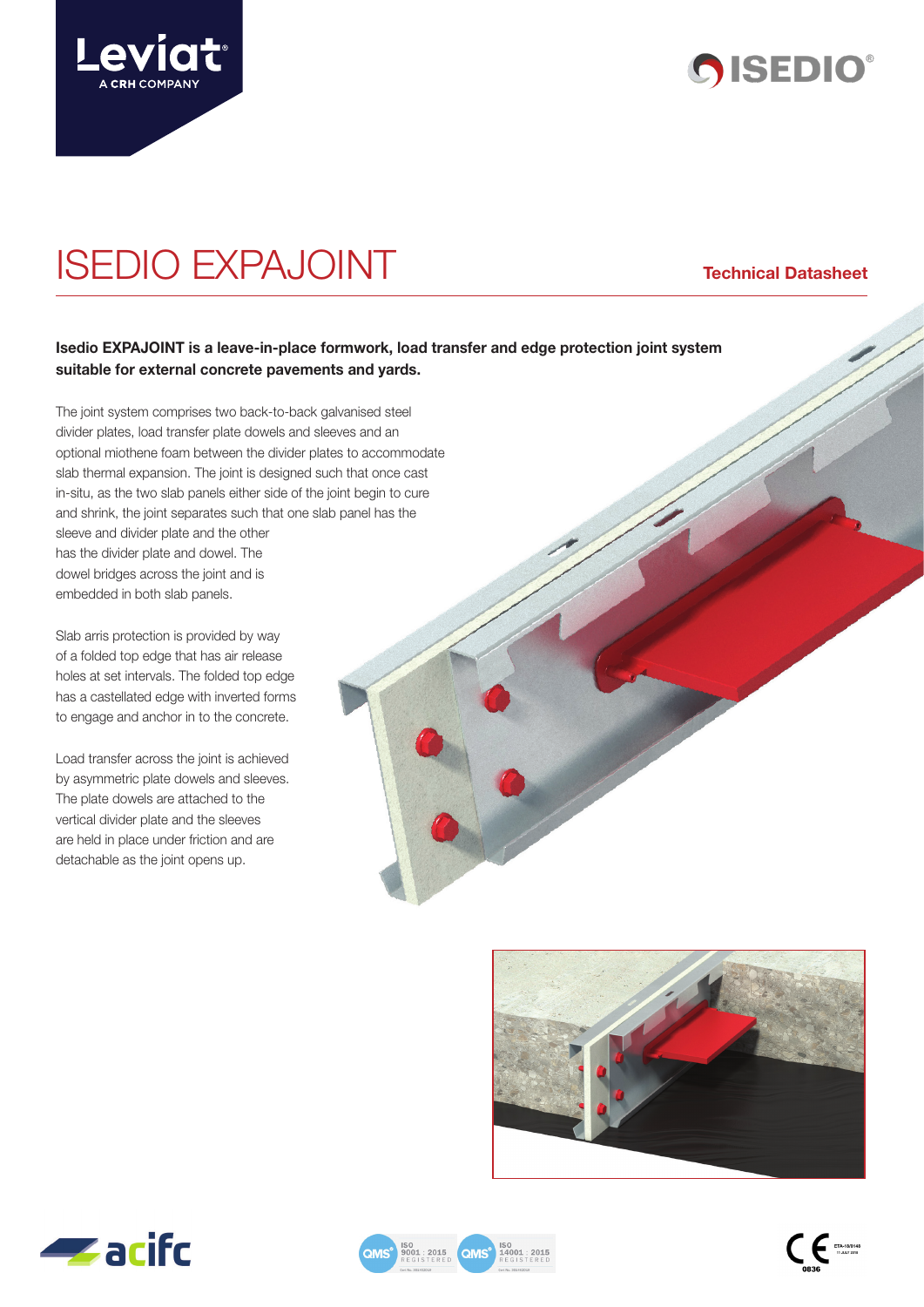# ISEDIO EXPAJOINT

**Technical Datasheet**

**Isedio EXPAJOINT is a leave-in-place formwork, load transfer and edge protection joint system suitable for external concrete pavements and yards.**

The joint system comprises two back-to-back galvanised steel divider plates, load transfer plate dowels and sleeves and an optional miothene foam between the divider plates to accommodate slab thermal expansion. The joint is designed such that once cast in-situ, as the two slab panels either side of the joint begin to cure and shrink, the joint separates such that one slab panel has the sleeve and divider plate and the other has the divider plate and dowel. The dowel bridges across the joint and is embedded in both slab panels.

Slab arris protection is provided by way of a folded top edge that has air release holes at set intervals. The folded top edge has a castellated edge with inverted forms to engage and anchor in to the concrete.

Load transfer across the joint is achieved by asymmetric plate dowels and sleeves. The plate dowels are attached to the vertical divider plate and the sleeves are held in place under friction and are detachable as the joint opens up.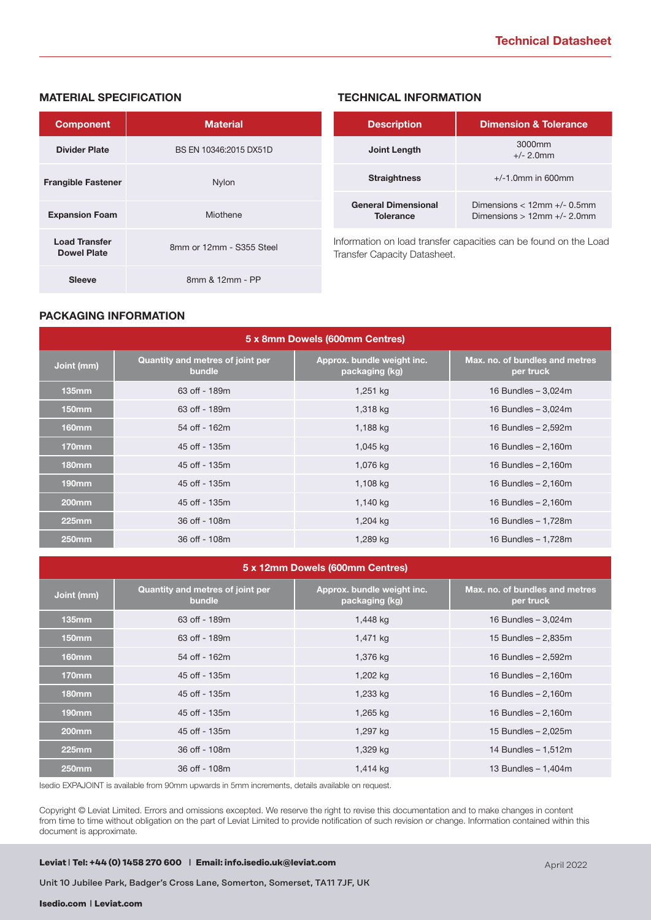## MATERIAL SPECIFICATION

| Component | Material |
|---|---|
| Divider Plate | BS EN 10346:2015 DX51D |
| Frangible Fastener | Nylon |
| Expansion Foam | Miothene |
| Load Transfer Dowel Plate | 8mm or 12mm - S355 Steel |
| Sleeve | 8mm & 12mm - PP |

## TECHNICAL INFORMATION

| Description | Dimension & Tolerance |
|---|---|
| Joint Length | 3000mm +/- 2.0mm |
| Straightness | +/-1.0mm in 600mm |
| General Dimensional Tolerance | Dimensions < 12mm +/- 0.5mm Dimensions > 12mm +/- 2.0mm |

Information on load transfer capacities can be found on the Load Transfer Capacity Datasheet.

## PACKAGING INFORMATION

| 5 x 8mm Dowels (600mm Centres) | | | |
|---|---|---|---|
| **Joint (mm)** | **Quantity and metres of joint per bundle** | **Approx. bundle weight inc. packaging (kg)** | **Max. no. of bundles and metres per truck** |
| 135mm | 63 off - 189m | 1,251 kg | 16 Bundles – 3,024m |
| 150mm | 63 off - 189m | 1,318 kg | 16 Bundles – 3,024m |
| 160mm | 54 off - 162m | 1,188 kg | 16 Bundles – 2,592m |
| 170mm | 45 off - 135m | 1,045 kg | 16 Bundles – 2,160m |
| 180mm | 45 off - 135m | 1,076 kg | 16 Bundles – 2,160m |
| 190mm | 45 off - 135m | 1,108 kg | 16 Bundles – 2,160m |
| 200mm | 45 off - 135m | 1,140 kg | 16 Bundles – 2,160m |
| 225mm | 36 off - 108m | 1,204 kg | 16 Bundles – 1,728m |
| 250mm | 36 off - 108m | 1,289 kg | 16 Bundles – 1,728m |

| 5 x 12mm Dowels (600mm Centres) | | | |
|---|---|---|---|
| **Joint (mm)** | **Quantity and metres of joint per bundle** | **Approx. bundle weight inc. packaging (kg)** | **Max. no. of bundles and metres per truck** |
| 135mm | 63 off - 189m | 1,448 kg | 16 Bundles – 3,024m |
| 150mm | 63 off - 189m | 1,471 kg | 15 Bundles – 2,835m |
| 160mm | 54 off - 162m | 1,376 kg | 16 Bundles – 2,592m |
| 170mm | 45 off - 135m | 1,202 kg | 16 Bundles – 2,160m |
| 180mm | 45 off - 135m | 1,233 kg | 16 Bundles – 2,160m |
| 190mm | 45 off - 135m | 1,265 kg | 16 Bundles – 2,160m |
| 200mm | 45 off - 135m | 1,297 kg | 15 Bundles – 2,025m |
| 225mm | 36 off - 108m | 1,329 kg | 14 Bundles – 1,512m |
| 250mm | 36 off - 108m | 1,414 kg | 13 Bundles – 1,404m |

Isedio EXPAJOINT is available from 90mm upwards in 5mm increments, details available on request.

Copyright © Leviat Limited. Errors and omissions excepted. We reserve the right to revise this documentation and to make changes in content from time to time without obligation on the part of Leviat Limited to provide notification of such revision or change. Information contained within this document is approximate.

**Leviat | Tel: +44 (0) 1458 270 600 | Email: info.isedio.uk@leviat.com**

April 2022

**Unit 10 Jubilee Park, Badger's Cross Lane, Somerton, Somerset, TA11 7JF, UK**

**Isedio.com | Leviat.com**